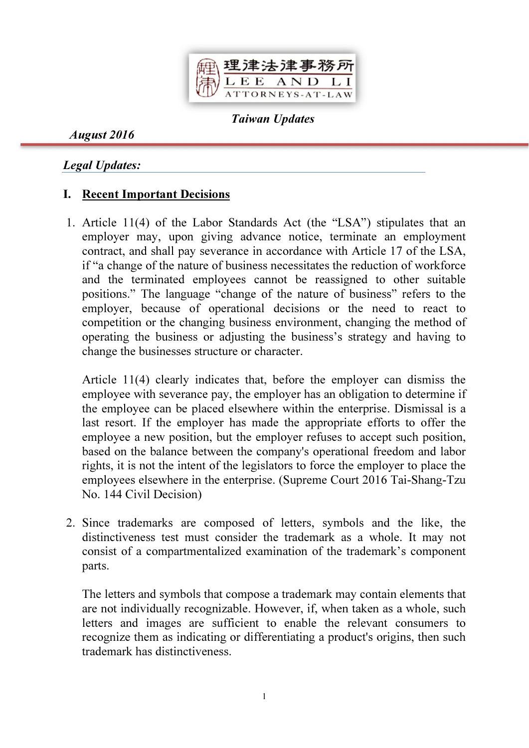理律法律事務所
LEE AND LI
ATTORNEYS-AT-LAW

*Taiwan Updates*

***August 2016***

***Legal Updates:***

## I. Recent Important Decisions

1. Article 11(4) of the Labor Standards Act (the "LSA") stipulates that an employer may, upon giving advance notice, terminate an employment contract, and shall pay severance in accordance with Article 17 of the LSA, if "a change of the nature of business necessitates the reduction of workforce and the terminated employees cannot be reassigned to other suitable positions." The language "change of the nature of business" refers to the employer, because of operational decisions or the need to react to competition or the changing business environment, changing the method of operating the business or adjusting the business's strategy and having to change the businesses structure or character.

   Article 11(4) clearly indicates that, before the employer can dismiss the employee with severance pay, the employer has an obligation to determine if the employee can be placed elsewhere within the enterprise. Dismissal is a last resort. If the employer has made the appropriate efforts to offer the employee a new position, but the employer refuses to accept such position, based on the balance between the company's operational freedom and labor rights, it is not the intent of the legislators to force the employer to place the employees elsewhere in the enterprise. (Supreme Court 2016 Tai-Shang-Tzu No. 144 Civil Decision)

2. Since trademarks are composed of letters, symbols and the like, the distinctiveness test must consider the trademark as a whole. It may not consist of a compartmentalized examination of the trademark's component parts.

   The letters and symbols that compose a trademark may contain elements that are not individually recognizable. However, if, when taken as a whole, such letters and images are sufficient to enable the relevant consumers to recognize them as indicating or differentiating a product's origins, then such trademark has distinctiveness.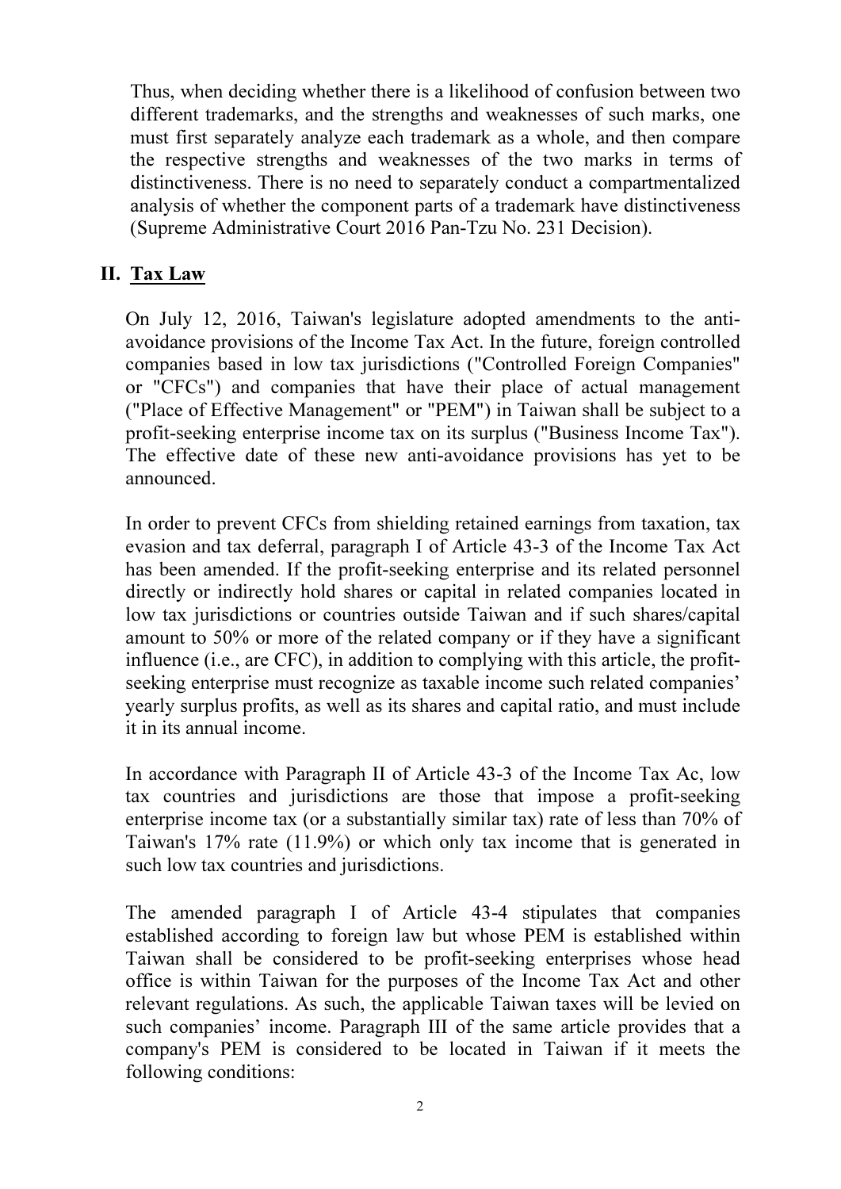Thus, when deciding whether there is a likelihood of confusion between two different trademarks, and the strengths and weaknesses of such marks, one must first separately analyze each trademark as a whole, and then compare the respective strengths and weaknesses of the two marks in terms of distinctiveness. There is no need to separately conduct a compartmentalized analysis of whether the component parts of a trademark have distinctiveness (Supreme Administrative Court 2016 Pan-Tzu No. 231 Decision).

## II. Tax Law

On July 12, 2016, Taiwan's legislature adopted amendments to the anti-avoidance provisions of the Income Tax Act. In the future, foreign controlled companies based in low tax jurisdictions ("Controlled Foreign Companies" or "CFCs") and companies that have their place of actual management ("Place of Effective Management" or "PEM") in Taiwan shall be subject to a profit-seeking enterprise income tax on its surplus ("Business Income Tax"). The effective date of these new anti-avoidance provisions has yet to be announced.

In order to prevent CFCs from shielding retained earnings from taxation, tax evasion and tax deferral, paragraph I of Article 43-3 of the Income Tax Act has been amended. If the profit-seeking enterprise and its related personnel directly or indirectly hold shares or capital in related companies located in low tax jurisdictions or countries outside Taiwan and if such shares/capital amount to 50% or more of the related company or if they have a significant influence (i.e., are CFC), in addition to complying with this article, the profit-seeking enterprise must recognize as taxable income such related companies' yearly surplus profits, as well as its shares and capital ratio, and must include it in its annual income.

In accordance with Paragraph II of Article 43-3 of the Income Tax Ac, low tax countries and jurisdictions are those that impose a profit-seeking enterprise income tax (or a substantially similar tax) rate of less than 70% of Taiwan's 17% rate (11.9%) or which only tax income that is generated in such low tax countries and jurisdictions.

The amended paragraph I of Article 43-4 stipulates that companies established according to foreign law but whose PEM is established within Taiwan shall be considered to be profit-seeking enterprises whose head office is within Taiwan for the purposes of the Income Tax Act and other relevant regulations. As such, the applicable Taiwan taxes will be levied on such companies' income. Paragraph III of the same article provides that a company's PEM is considered to be located in Taiwan if it meets the following conditions: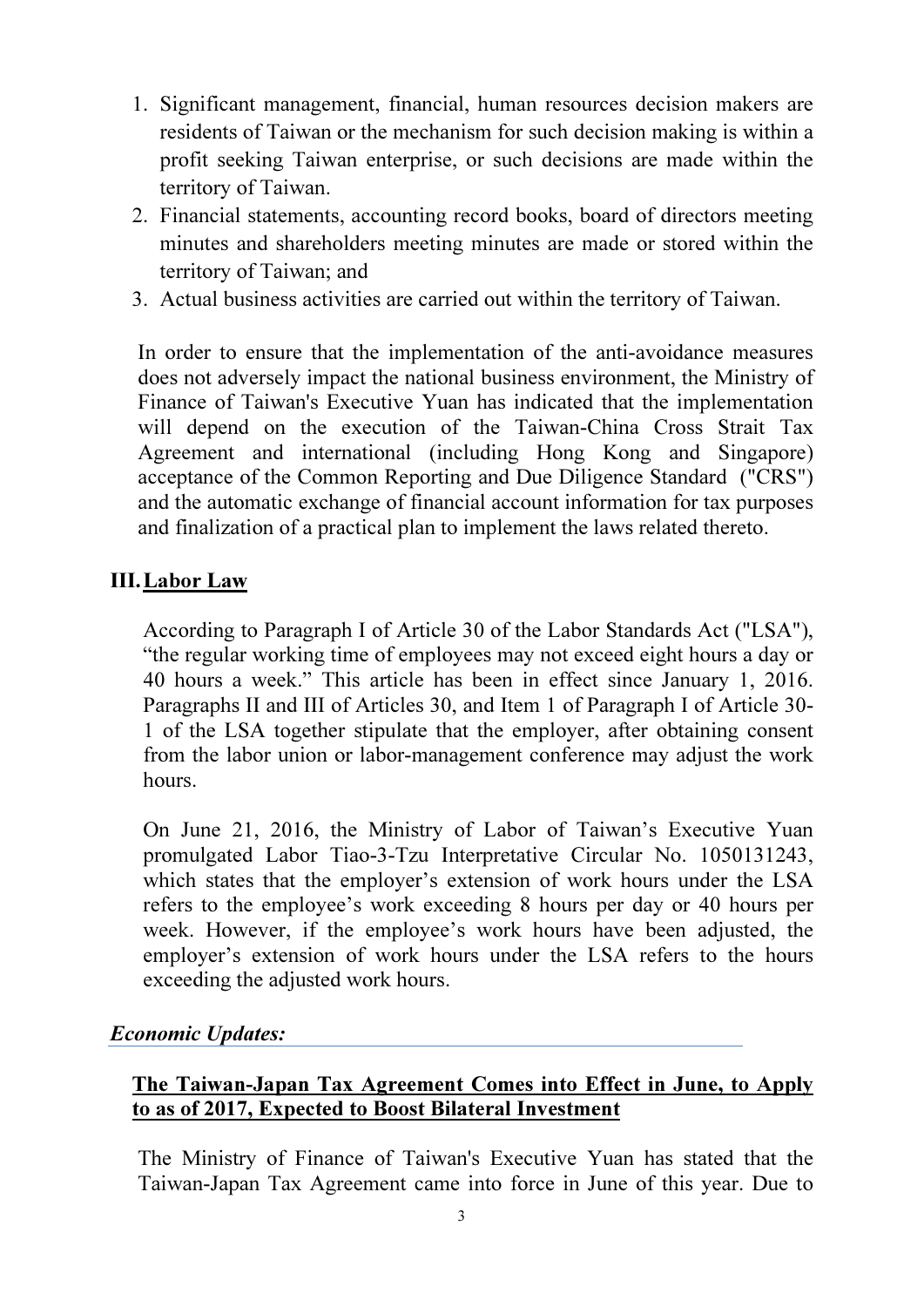1. Significant management, financial, human resources decision makers are residents of Taiwan or the mechanism for such decision making is within a profit seeking Taiwan enterprise, or such decisions are made within the territory of Taiwan.
2. Financial statements, accounting record books, board of directors meeting minutes and shareholders meeting minutes are made or stored within the territory of Taiwan; and
3. Actual business activities are carried out within the territory of Taiwan.

In order to ensure that the implementation of the anti-avoidance measures does not adversely impact the national business environment, the Ministry of Finance of Taiwan's Executive Yuan has indicated that the implementation will depend on the execution of the Taiwan-China Cross Strait Tax Agreement and international (including Hong Kong and Singapore) acceptance of the Common Reporting and Due Diligence Standard ("CRS") and the automatic exchange of financial account information for tax purposes and finalization of a practical plan to implement the laws related thereto.

## III. Labor Law

According to Paragraph I of Article 30 of the Labor Standards Act ("LSA"), "the regular working time of employees may not exceed eight hours a day or 40 hours a week." This article has been in effect since January 1, 2016. Paragraphs II and III of Articles 30, and Item 1 of Paragraph I of Article 30-1 of the LSA together stipulate that the employer, after obtaining consent from the labor union or labor-management conference may adjust the work hours.

On June 21, 2016, the Ministry of Labor of Taiwan's Executive Yuan promulgated Labor Tiao-3-Tzu Interpretative Circular No. 1050131243, which states that the employer's extension of work hours under the LSA refers to the employee's work exceeding 8 hours per day or 40 hours per week. However, if the employee's work hours have been adjusted, the employer's extension of work hours under the LSA refers to the hours exceeding the adjusted work hours.

***Economic Updates:***

### The Taiwan-Japan Tax Agreement Comes into Effect in June, to Apply to as of 2017, Expected to Boost Bilateral Investment

The Ministry of Finance of Taiwan's Executive Yuan has stated that the Taiwan-Japan Tax Agreement came into force in June of this year. Due to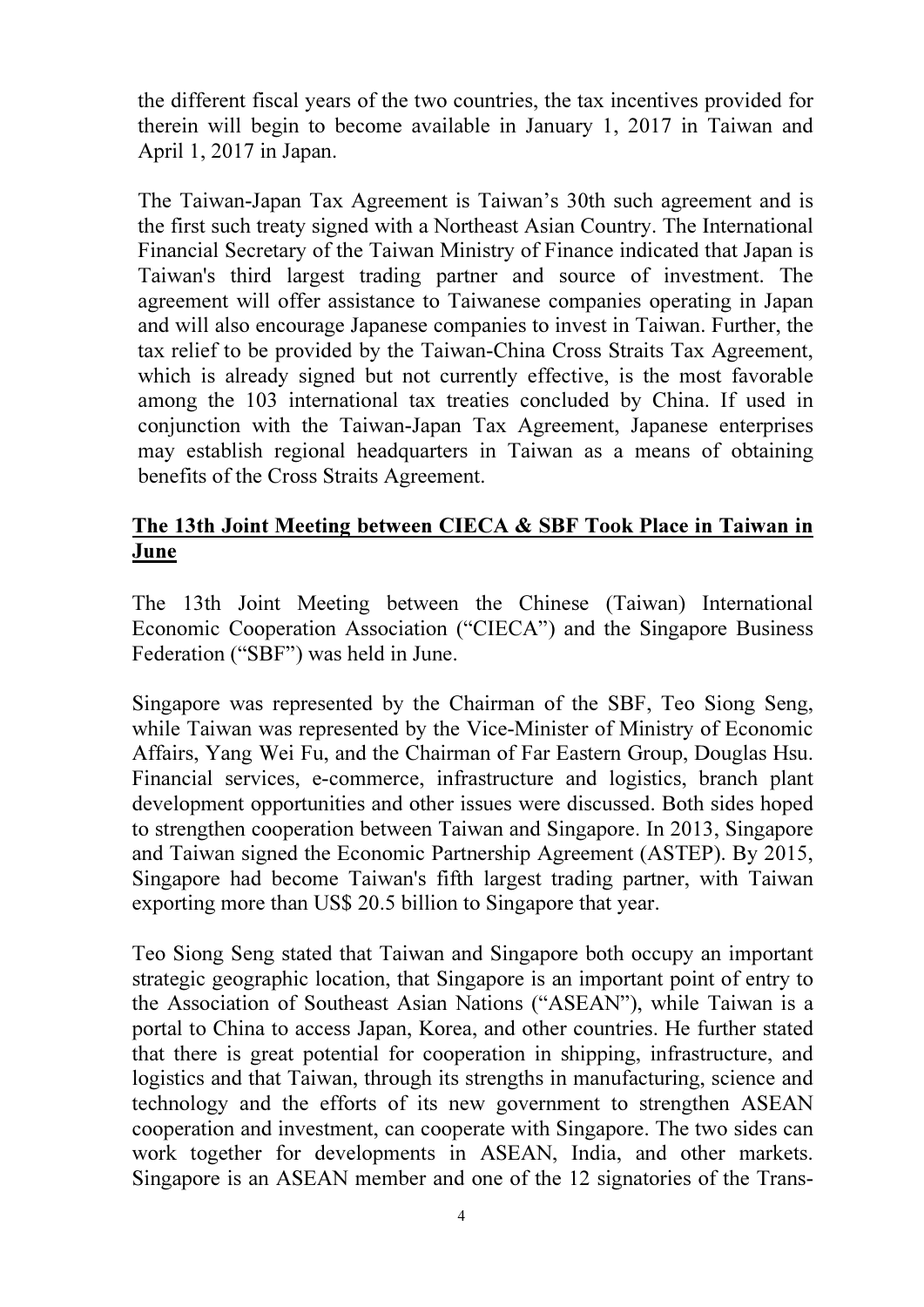the different fiscal years of the two countries, the tax incentives provided for therein will begin to become available in January 1, 2017 in Taiwan and April 1, 2017 in Japan.

The Taiwan-Japan Tax Agreement is Taiwan's 30th such agreement and is the first such treaty signed with a Northeast Asian Country. The International Financial Secretary of the Taiwan Ministry of Finance indicated that Japan is Taiwan's third largest trading partner and source of investment. The agreement will offer assistance to Taiwanese companies operating in Japan and will also encourage Japanese companies to invest in Taiwan. Further, the tax relief to be provided by the Taiwan-China Cross Straits Tax Agreement, which is already signed but not currently effective, is the most favorable among the 103 international tax treaties concluded by China. If used in conjunction with the Taiwan-Japan Tax Agreement, Japanese enterprises may establish regional headquarters in Taiwan as a means of obtaining benefits of the Cross Straits Agreement.

## The 13th Joint Meeting between CIECA & SBF Took Place in Taiwan in June

The 13th Joint Meeting between the Chinese (Taiwan) International Economic Cooperation Association ("CIECA") and the Singapore Business Federation ("SBF") was held in June.

Singapore was represented by the Chairman of the SBF, Teo Siong Seng, while Taiwan was represented by the Vice-Minister of Ministry of Economic Affairs, Yang Wei Fu, and the Chairman of Far Eastern Group, Douglas Hsu. Financial services, e-commerce, infrastructure and logistics, branch plant development opportunities and other issues were discussed. Both sides hoped to strengthen cooperation between Taiwan and Singapore. In 2013, Singapore and Taiwan signed the Economic Partnership Agreement (ASTEP). By 2015, Singapore had become Taiwan's fifth largest trading partner, with Taiwan exporting more than US$ 20.5 billion to Singapore that year.

Teo Siong Seng stated that Taiwan and Singapore both occupy an important strategic geographic location, that Singapore is an important point of entry to the Association of Southeast Asian Nations ("ASEAN"), while Taiwan is a portal to China to access Japan, Korea, and other countries. He further stated that there is great potential for cooperation in shipping, infrastructure, and logistics and that Taiwan, through its strengths in manufacturing, science and technology and the efforts of its new government to strengthen ASEAN cooperation and investment, can cooperate with Singapore. The two sides can work together for developments in ASEAN, India, and other markets. Singapore is an ASEAN member and one of the 12 signatories of the Trans-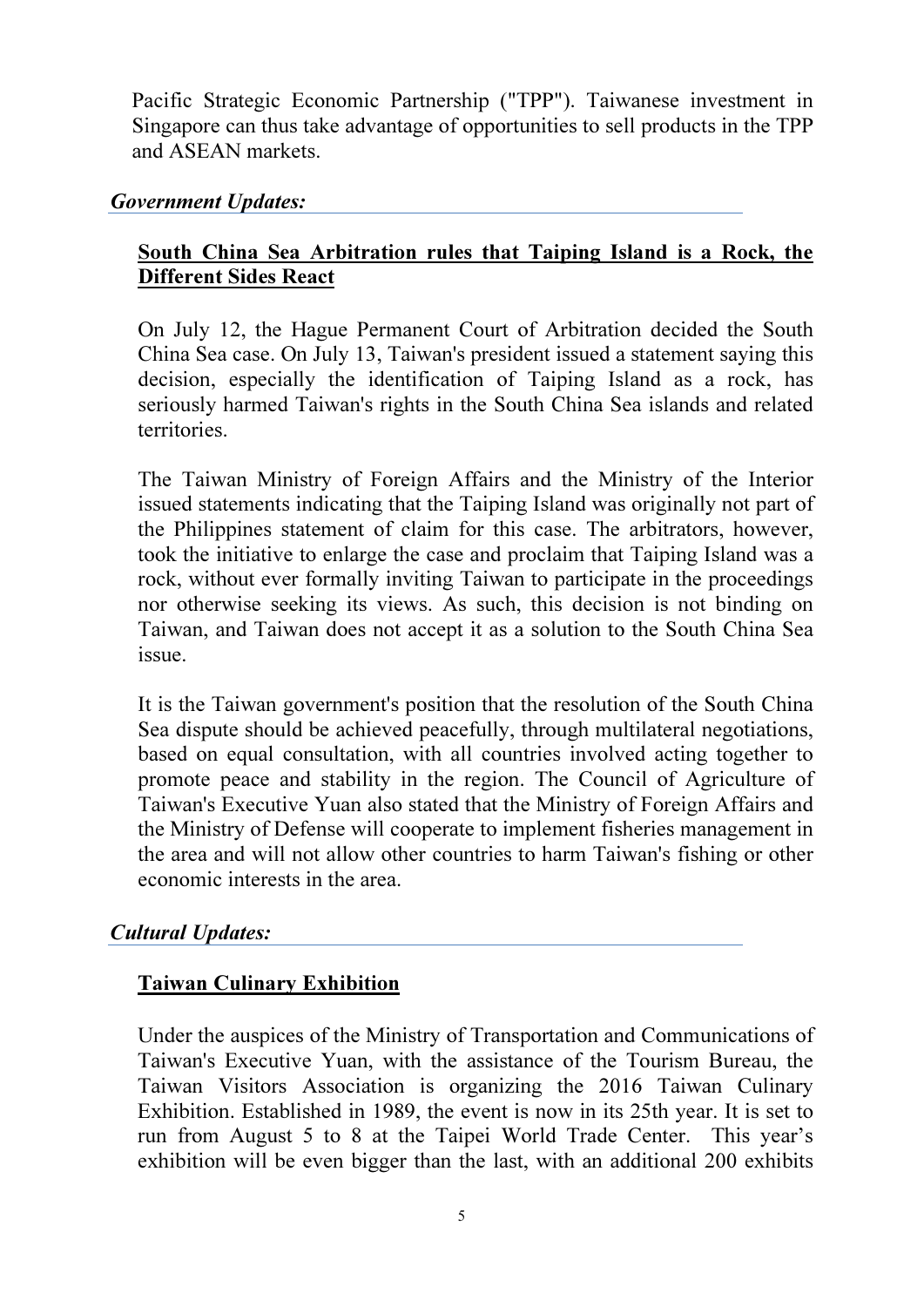Pacific Strategic Economic Partnership ("TPP"). Taiwanese investment in Singapore can thus take advantage of opportunities to sell products in the TPP and ASEAN markets.

## *Government Updates:*

### South China Sea Arbitration rules that Taiping Island is a Rock, the Different Sides React

On July 12, the Hague Permanent Court of Arbitration decided the South China Sea case. On July 13, Taiwan's president issued a statement saying this decision, especially the identification of Taiping Island as a rock, has seriously harmed Taiwan's rights in the South China Sea islands and related territories.

The Taiwan Ministry of Foreign Affairs and the Ministry of the Interior issued statements indicating that the Taiping Island was originally not part of the Philippines statement of claim for this case. The arbitrators, however, took the initiative to enlarge the case and proclaim that Taiping Island was a rock, without ever formally inviting Taiwan to participate in the proceedings nor otherwise seeking its views. As such, this decision is not binding on Taiwan, and Taiwan does not accept it as a solution to the South China Sea issue.

It is the Taiwan government's position that the resolution of the South China Sea dispute should be achieved peacefully, through multilateral negotiations, based on equal consultation, with all countries involved acting together to promote peace and stability in the region. The Council of Agriculture of Taiwan's Executive Yuan also stated that the Ministry of Foreign Affairs and the Ministry of Defense will cooperate to implement fisheries management in the area and will not allow other countries to harm Taiwan's fishing or other economic interests in the area.

## *Cultural Updates:*

### Taiwan Culinary Exhibition

Under the auspices of the Ministry of Transportation and Communications of Taiwan's Executive Yuan, with the assistance of the Tourism Bureau, the Taiwan Visitors Association is organizing the 2016 Taiwan Culinary Exhibition. Established in 1989, the event is now in its 25th year. It is set to run from August 5 to 8 at the Taipei World Trade Center. This year's exhibition will be even bigger than the last, with an additional 200 exhibits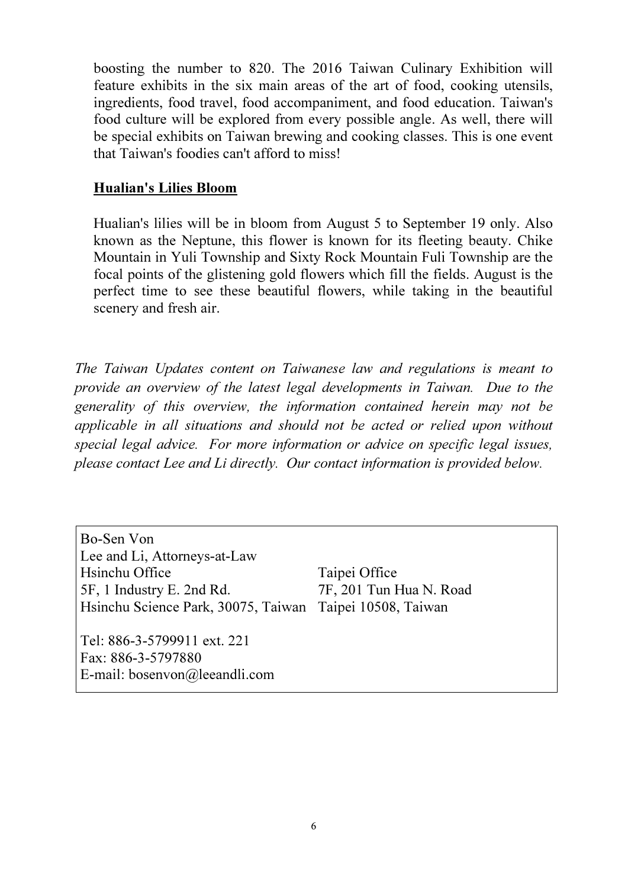boosting the number to 820. The 2016 Taiwan Culinary Exhibition will feature exhibits in the six main areas of the art of food, cooking utensils, ingredients, food travel, food accompaniment, and food education. Taiwan's food culture will be explored from every possible angle. As well, there will be special exhibits on Taiwan brewing and cooking classes. This is one event that Taiwan's foodies can't afford to miss!

**Hualian's Lilies Bloom**

Hualian's lilies will be in bloom from August 5 to September 19 only. Also known as the Neptune, this flower is known for its fleeting beauty. Chike Mountain in Yuli Township and Sixty Rock Mountain Fuli Township are the focal points of the glistening gold flowers which fill the fields. August is the perfect time to see these beautiful flowers, while taking in the beautiful scenery and fresh air.

*The Taiwan Updates content on Taiwanese law and regulations is meant to provide an overview of the latest legal developments in Taiwan. Due to the generality of this overview, the information contained herein may not be applicable in all situations and should not be acted or relied upon without special legal advice. For more information or advice on specific legal issues, please contact Lee and Li directly. Our contact information is provided below.*

Bo-Sen Von
Lee and Li, Attorneys-at-Law

| Hsinchu Office | Taipei Office |
| --- | --- |
| 5F, 1 Industry E. 2nd Rd. | 7F, 201 Tun Hua N. Road |
| Hsinchu Science Park, 30075, Taiwan | Taipei 10508, Taiwan |

Tel: 886-3-5799911 ext. 221
Fax: 886-3-5797880
E-mail: bosenvon@leeandli.com